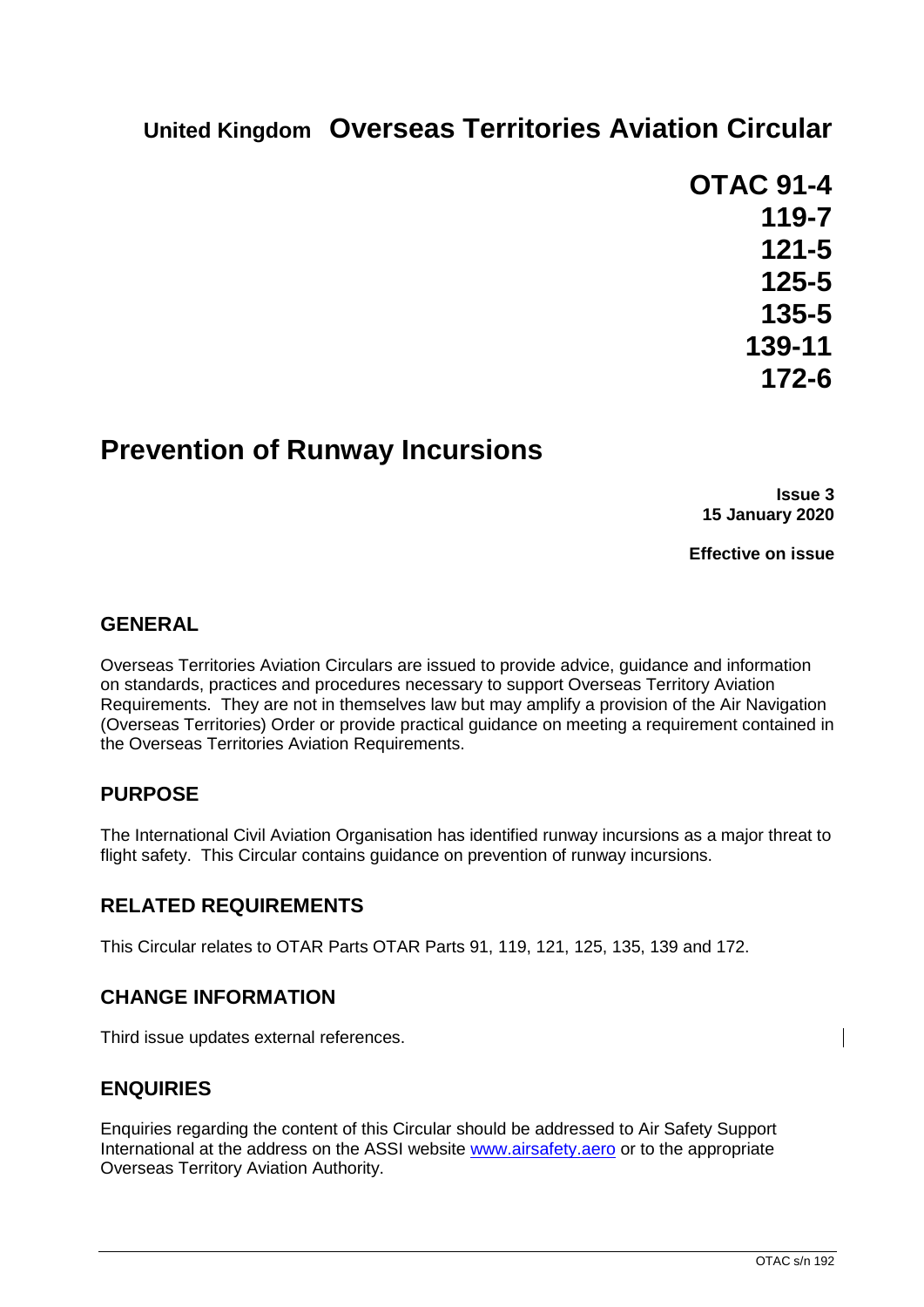**United Kingdom** **Overseas Territories Aviation Circular**

**OTAC 91-4**
**119-7**
**121-5**
**125-5**
**135-5**
**139-11**
**172-6**

# Prevention of Runway Incursions

**Issue 3**
**15 January 2020**

**Effective on issue**

## GENERAL

Overseas Territories Aviation Circulars are issued to provide advice, guidance and information on standards, practices and procedures necessary to support Overseas Territory Aviation Requirements. They are not in themselves law but may amplify a provision of the Air Navigation (Overseas Territories) Order or provide practical guidance on meeting a requirement contained in the Overseas Territories Aviation Requirements.

## PURPOSE

The International Civil Aviation Organisation has identified runway incursions as a major threat to flight safety. This Circular contains guidance on prevention of runway incursions.

## RELATED REQUIREMENTS

This Circular relates to OTAR Parts OTAR Parts 91, 119, 121, 125, 135, 139 and 172.

## CHANGE INFORMATION

Third issue updates external references.

## ENQUIRIES

Enquiries regarding the content of this Circular should be addressed to Air Safety Support International at the address on the ASSI website www.airsafety.aero or to the appropriate Overseas Territory Aviation Authority.

OTAC s/n 192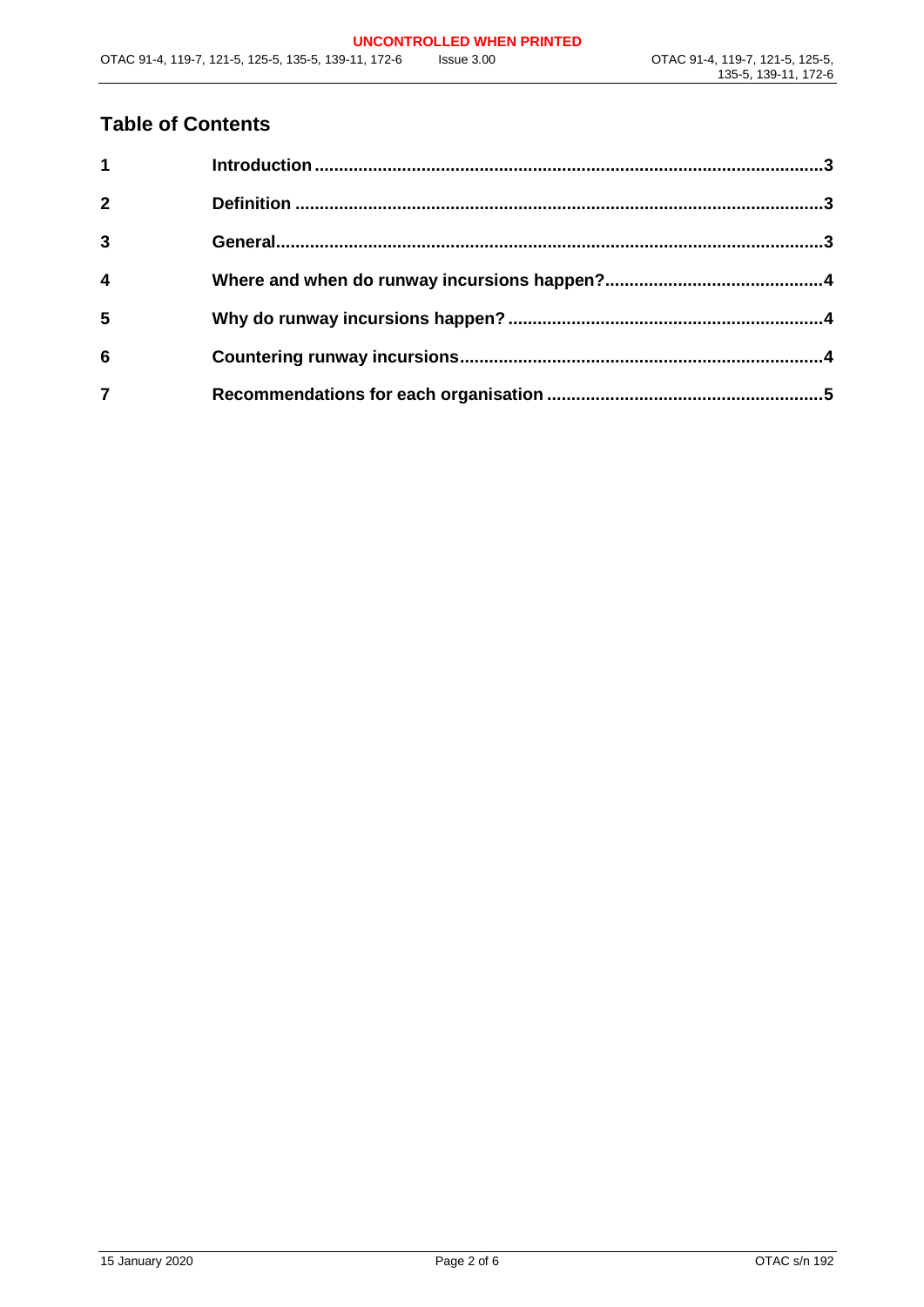## Table of Contents

| | | |
|---|---|---|
| **1** | **Introduction** | **3** |
| **2** | **Definition** | **3** |
| **3** | **General** | **3** |
| **4** | **Where and when do runway incursions happen?** | **4** |
| **5** | **Why do runway incursions happen?** | **4** |
| **6** | **Countering runway incursions** | **4** |
| **7** | **Recommendations for each organisation** | **5** |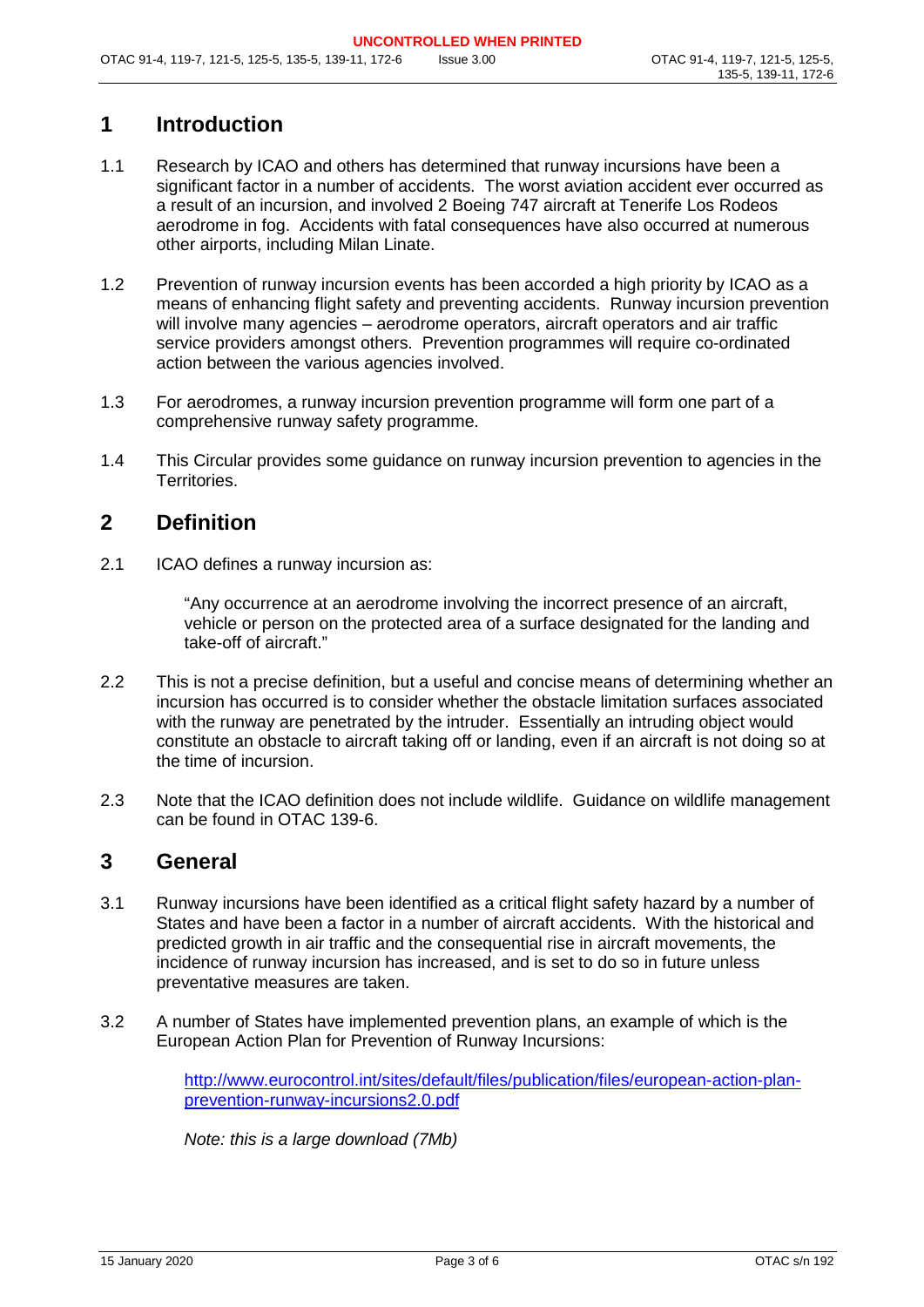## 1 Introduction

1.1 Research by ICAO and others has determined that runway incursions have been a significant factor in a number of accidents. The worst aviation accident ever occurred as a result of an incursion, and involved 2 Boeing 747 aircraft at Tenerife Los Rodeos aerodrome in fog. Accidents with fatal consequences have also occurred at numerous other airports, including Milan Linate.

1.2 Prevention of runway incursion events has been accorded a high priority by ICAO as a means of enhancing flight safety and preventing accidents. Runway incursion prevention will involve many agencies – aerodrome operators, aircraft operators and air traffic service providers amongst others. Prevention programmes will require co-ordinated action between the various agencies involved.

1.3 For aerodromes, a runway incursion prevention programme will form one part of a comprehensive runway safety programme.

1.4 This Circular provides some guidance on runway incursion prevention to agencies in the Territories.

## 2 Definition

2.1 ICAO defines a runway incursion as:

> "Any occurrence at an aerodrome involving the incorrect presence of an aircraft, vehicle or person on the protected area of a surface designated for the landing and take-off of aircraft."

2.2 This is not a precise definition, but a useful and concise means of determining whether an incursion has occurred is to consider whether the obstacle limitation surfaces associated with the runway are penetrated by the intruder. Essentially an intruding object would constitute an obstacle to aircraft taking off or landing, even if an aircraft is not doing so at the time of incursion.

2.3 Note that the ICAO definition does not include wildlife. Guidance on wildlife management can be found in OTAC 139-6.

## 3 General

3.1 Runway incursions have been identified as a critical flight safety hazard by a number of States and have been a factor in a number of aircraft accidents. With the historical and predicted growth in air traffic and the consequential rise in aircraft movements, the incidence of runway incursion has increased, and is set to do so in future unless preventative measures are taken.

3.2 A number of States have implemented prevention plans, an example of which is the European Action Plan for Prevention of Runway Incursions:

> [http://www.eurocontrol.int/sites/default/files/publication/files/european-action-plan-prevention-runway-incursions2.0.pdf](http://www.eurocontrol.int/sites/default/files/publication/files/european-action-plan-prevention-runway-incursions2.0.pdf)
>
> *Note: this is a large download (7Mb)*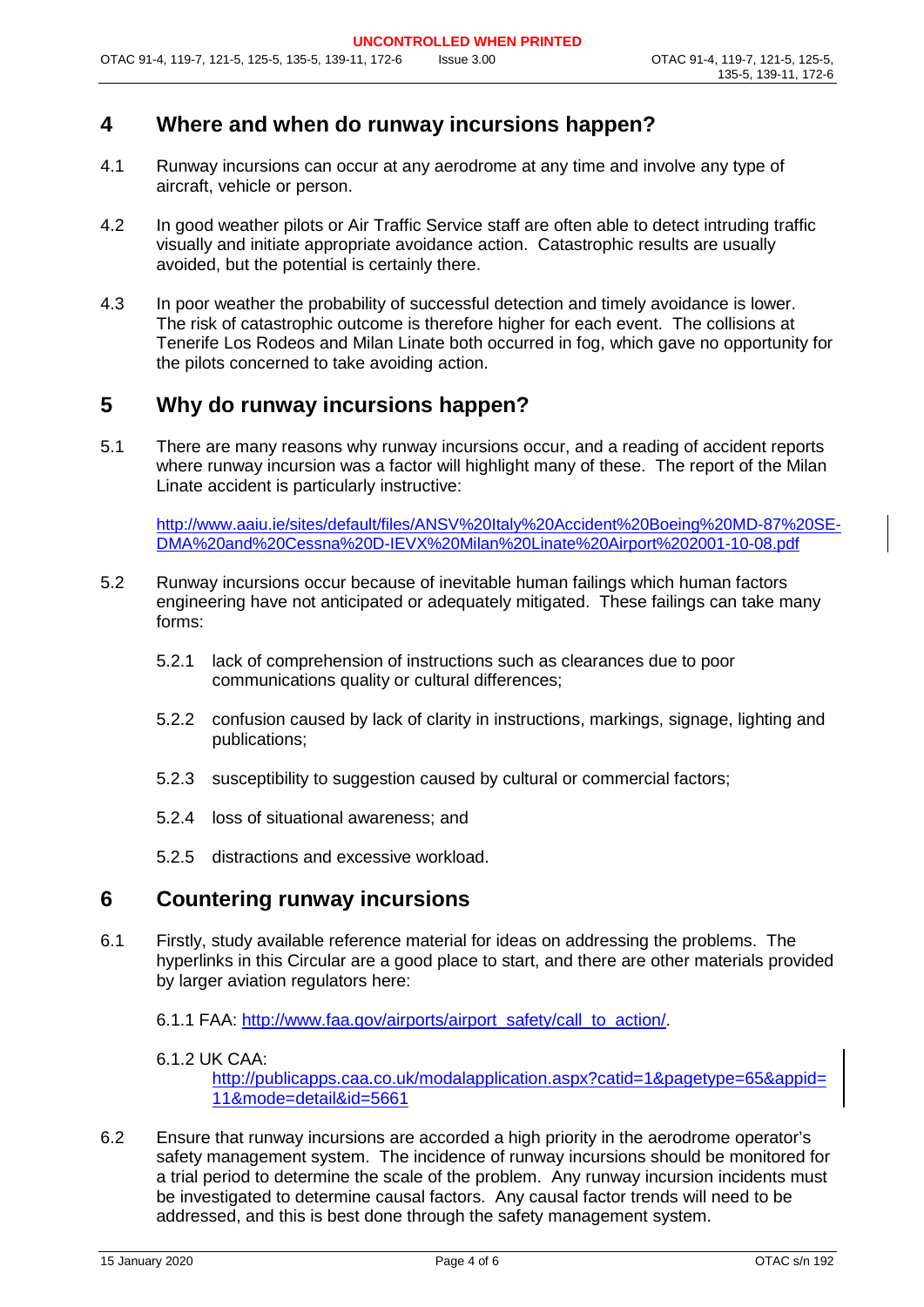## 4 Where and when do runway incursions happen?

4.1 Runway incursions can occur at any aerodrome at any time and involve any type of aircraft, vehicle or person.

4.2 In good weather pilots or Air Traffic Service staff are often able to detect intruding traffic visually and initiate appropriate avoidance action. Catastrophic results are usually avoided, but the potential is certainly there.

4.3 In poor weather the probability of successful detection and timely avoidance is lower. The risk of catastrophic outcome is therefore higher for each event. The collisions at Tenerife Los Rodeos and Milan Linate both occurred in fog, which gave no opportunity for the pilots concerned to take avoiding action.

## 5 Why do runway incursions happen?

5.1 There are many reasons why runway incursions occur, and a reading of accident reports where runway incursion was a factor will highlight many of these. The report of the Milan Linate accident is particularly instructive:

[http://www.aaiu.ie/sites/default/files/ANSV%20Italy%20Accident%20Boeing%20MD-87%20SE-DMA%20and%20Cessna%20D-IEVX%20Milan%20Linate%20Airport%202001-10-08.pdf](http://www.aaiu.ie/sites/default/files/ANSV%20Italy%20Accident%20Boeing%20MD-87%20SE-DMA%20and%20Cessna%20D-IEVX%20Milan%20Linate%20Airport%202001-10-08.pdf)

5.2 Runway incursions occur because of inevitable human failings which human factors engineering have not anticipated or adequately mitigated. These failings can take many forms:

5.2.1 lack of comprehension of instructions such as clearances due to poor communications quality or cultural differences;

5.2.2 confusion caused by lack of clarity in instructions, markings, signage, lighting and publications;

5.2.3 susceptibility to suggestion caused by cultural or commercial factors;

5.2.4 loss of situational awareness; and

5.2.5 distractions and excessive workload.

## 6 Countering runway incursions

6.1 Firstly, study available reference material for ideas on addressing the problems. The hyperlinks in this Circular are a good place to start, and there are other materials provided by larger aviation regulators here:

6.1.1 FAA: [http://www.faa.gov/airports/airport_safety/call_to_action/](http://www.faa.gov/airports/airport_safety/call_to_action/).

6.1.2 UK CAA: [http://publicapps.caa.co.uk/modalapplication.aspx?catid=1&pagetype=65&appid=11&mode=detail&id=5661](http://publicapps.caa.co.uk/modalapplication.aspx?catid=1&pagetype=65&appid=11&mode=detail&id=5661)

6.2 Ensure that runway incursions are accorded a high priority in the aerodrome operator's safety management system. The incidence of runway incursions should be monitored for a trial period to determine the scale of the problem. Any runway incursion incidents must be investigated to determine causal factors. Any causal factor trends will need to be addressed, and this is best done through the safety management system.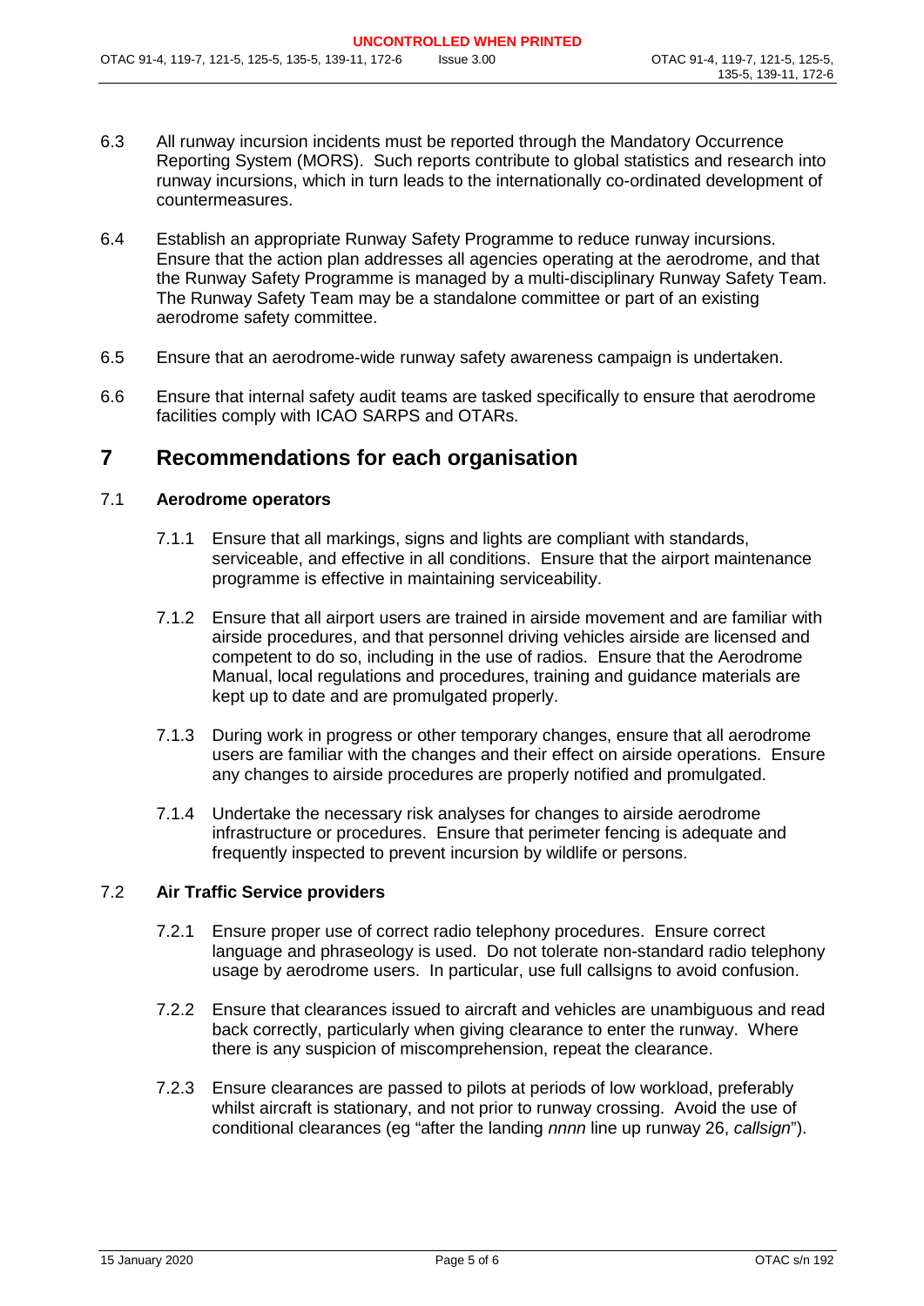6.3 All runway incursion incidents must be reported through the Mandatory Occurrence Reporting System (MORS). Such reports contribute to global statistics and research into runway incursions, which in turn leads to the internationally co-ordinated development of countermeasures.

6.4 Establish an appropriate Runway Safety Programme to reduce runway incursions. Ensure that the action plan addresses all agencies operating at the aerodrome, and that the Runway Safety Programme is managed by a multi-disciplinary Runway Safety Team. The Runway Safety Team may be a standalone committee or part of an existing aerodrome safety committee.

6.5 Ensure that an aerodrome-wide runway safety awareness campaign is undertaken.

6.6 Ensure that internal safety audit teams are tasked specifically to ensure that aerodrome facilities comply with ICAO SARPS and OTARs.

# 7 Recommendations for each organisation

### 7.1 Aerodrome operators

7.1.1 Ensure that all markings, signs and lights are compliant with standards, serviceable, and effective in all conditions. Ensure that the airport maintenance programme is effective in maintaining serviceability.

7.1.2 Ensure that all airport users are trained in airside movement and are familiar with airside procedures, and that personnel driving vehicles airside are licensed and competent to do so, including in the use of radios. Ensure that the Aerodrome Manual, local regulations and procedures, training and guidance materials are kept up to date and are promulgated properly.

7.1.3 During work in progress or other temporary changes, ensure that all aerodrome users are familiar with the changes and their effect on airside operations. Ensure any changes to airside procedures are properly notified and promulgated.

7.1.4 Undertake the necessary risk analyses for changes to airside aerodrome infrastructure or procedures. Ensure that perimeter fencing is adequate and frequently inspected to prevent incursion by wildlife or persons.

### 7.2 Air Traffic Service providers

7.2.1 Ensure proper use of correct radio telephony procedures. Ensure correct language and phraseology is used. Do not tolerate non-standard radio telephony usage by aerodrome users. In particular, use full callsigns to avoid confusion.

7.2.2 Ensure that clearances issued to aircraft and vehicles are unambiguous and read back correctly, particularly when giving clearance to enter the runway. Where there is any suspicion of miscomprehension, repeat the clearance.

7.2.3 Ensure clearances are passed to pilots at periods of low workload, preferably whilst aircraft is stationary, and not prior to runway crossing. Avoid the use of conditional clearances (eg "after the landing *nnnn* line up runway 26, *callsign*").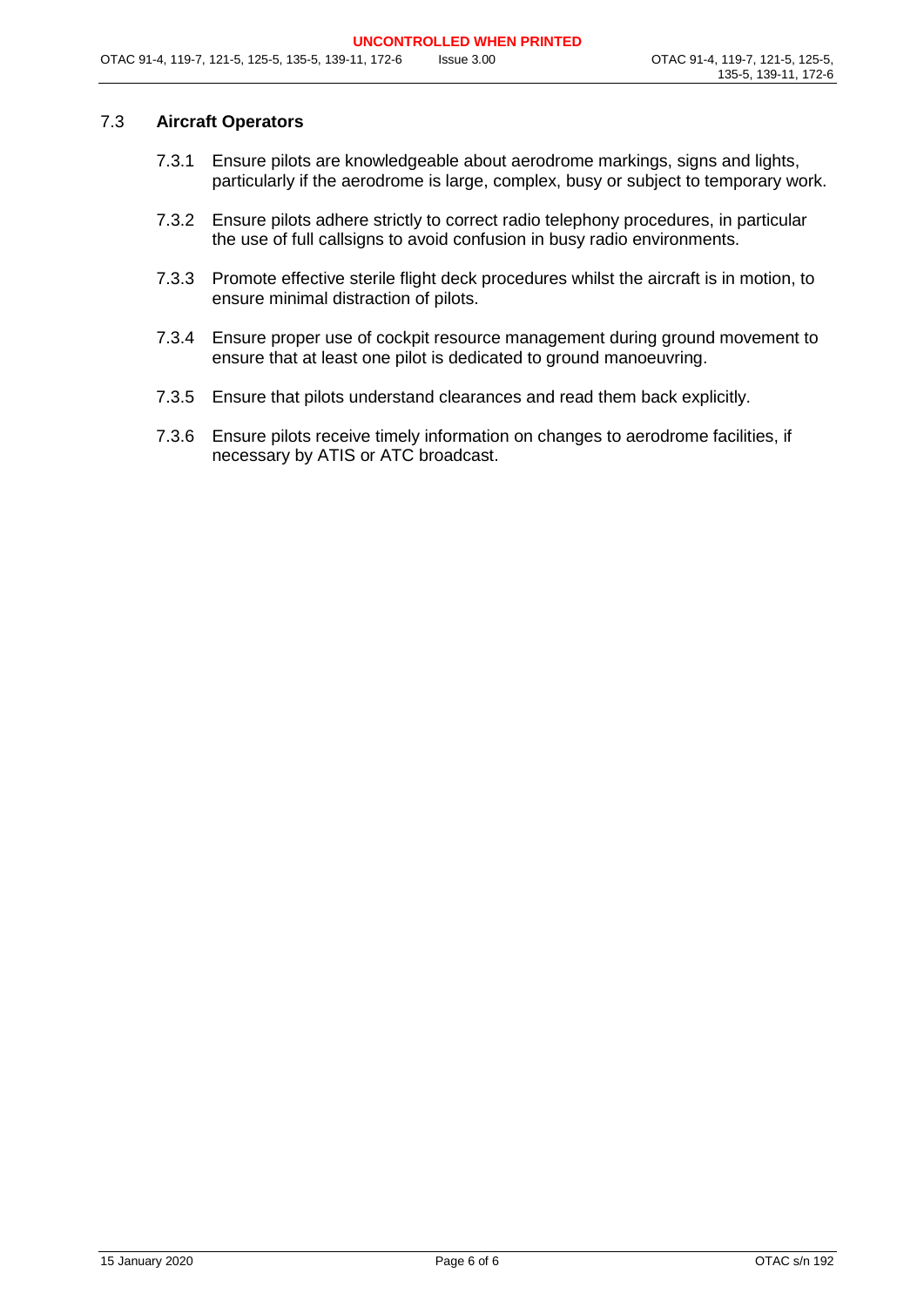## 7.3 **Aircraft Operators**

7.3.1 Ensure pilots are knowledgeable about aerodrome markings, signs and lights, particularly if the aerodrome is large, complex, busy or subject to temporary work.

7.3.2 Ensure pilots adhere strictly to correct radio telephony procedures, in particular the use of full callsigns to avoid confusion in busy radio environments.

7.3.3 Promote effective sterile flight deck procedures whilst the aircraft is in motion, to ensure minimal distraction of pilots.

7.3.4 Ensure proper use of cockpit resource management during ground movement to ensure that at least one pilot is dedicated to ground manoeuvring.

7.3.5 Ensure that pilots understand clearances and read them back explicitly.

7.3.6 Ensure pilots receive timely information on changes to aerodrome facilities, if necessary by ATIS or ATC broadcast.